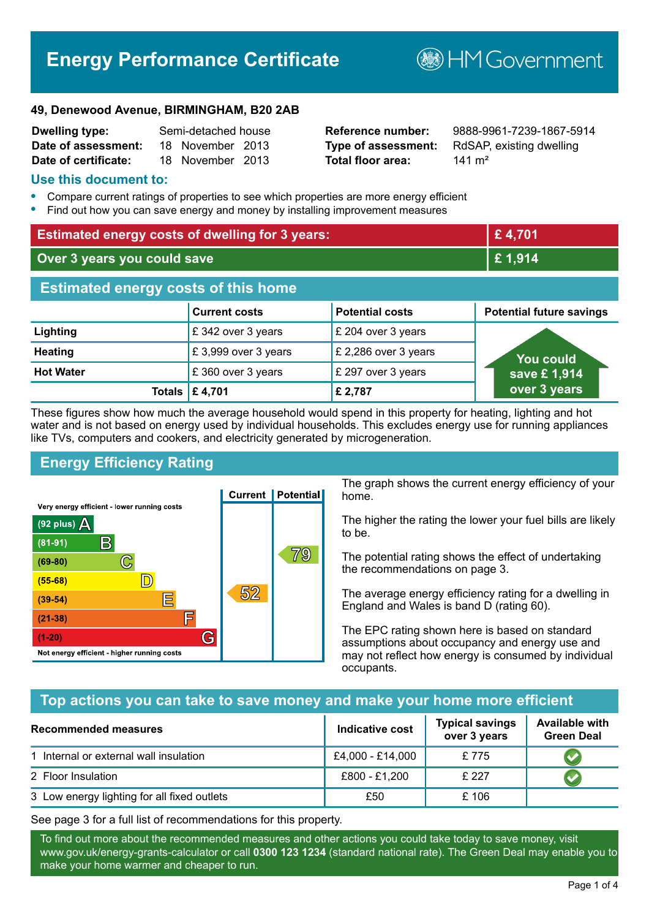# Energy Performance Certificate

HM Government

**49, Denewood Avenue, BIRMINGHAM, B20 2AB**

| | | | |
|---|---|---|---|
| **Dwelling type:** | Semi-detached house | **Reference number:** | 9888-9961-7239-1867-5914 |
| **Date of assessment:** | 18 November 2013 | **Type of assessment:** | RdSAP, existing dwelling |
| **Date of certificate:** | 18 November 2013 | **Total floor area:** | 141 m² |

## Use this document to:

- Compare current ratings of properties to see which properties are more energy efficient
- Find out how you can save energy and money by installing improvement measures

| | |
|---|---|
| **Estimated energy costs of dwelling for 3 years:** | **£ 4,701** |
| **Over 3 years you could save** | **£ 1,914** |

## Estimated energy costs of this home

| | Current costs | Potential costs | Potential future savings |
|---|---|---|---|
| **Lighting** | £ 342 over 3 years | £ 204 over 3 years | You could save £ 1,914 over 3 years |
| **Heating** | £ 3,999 over 3 years | £ 2,286 over 3 years | |
| **Hot Water** | £ 360 over 3 years | £ 297 over 3 years | |
| **Totals** | **£ 4,701** | **£ 2,787** | |

These figures show how much the average household would spend in this property for heating, lighting and hot water and is not based on energy used by individual households. This excludes energy use for running appliances like TVs, computers and cookers, and electricity generated by microgeneration.

## Energy Efficiency Rating

| Rating band | Current | Potential |
|---|---|---|
| Very energy efficient - lower running costs | | |
| (92 plus) A | | |
| (81-91) B | | |
| (69-80) C | | 79 |
| (55-68) D | | |
| (39-54) E | 52 | |
| (21-38) F | | |
| (1-20) G | | |
| Not energy efficient - higher running costs | | |

The graph shows the current energy efficiency of your home.

The higher the rating the lower your fuel bills are likely to be.

The potential rating shows the effect of undertaking the recommendations on page 3.

The average energy efficiency rating for a dwelling in England and Wales is band D (rating 60).

The EPC rating shown here is based on standard assumptions about occupancy and energy use and may not reflect how energy is consumed by individual occupants.

## Top actions you can take to save money and make your home more efficient

| Recommended measures | Indicative cost | Typical savings over 3 years | Available with Green Deal |
|---|---|---|---|
| 1 Internal or external wall insulation | £4,000 - £14,000 | £ 775 | ✔ |
| 2 Floor Insulation | £800 - £1,200 | £ 227 | ✔ |
| 3 Low energy lighting for all fixed outlets | £50 | £ 106 | |

See page 3 for a full list of recommendations for this property.

To find out more about the recommended measures and other actions you could take today to save money, visit www.gov.uk/energy-grants-calculator or call **0300 123 1234** (standard national rate). The Green Deal may enable you to make your home warmer and cheaper to run.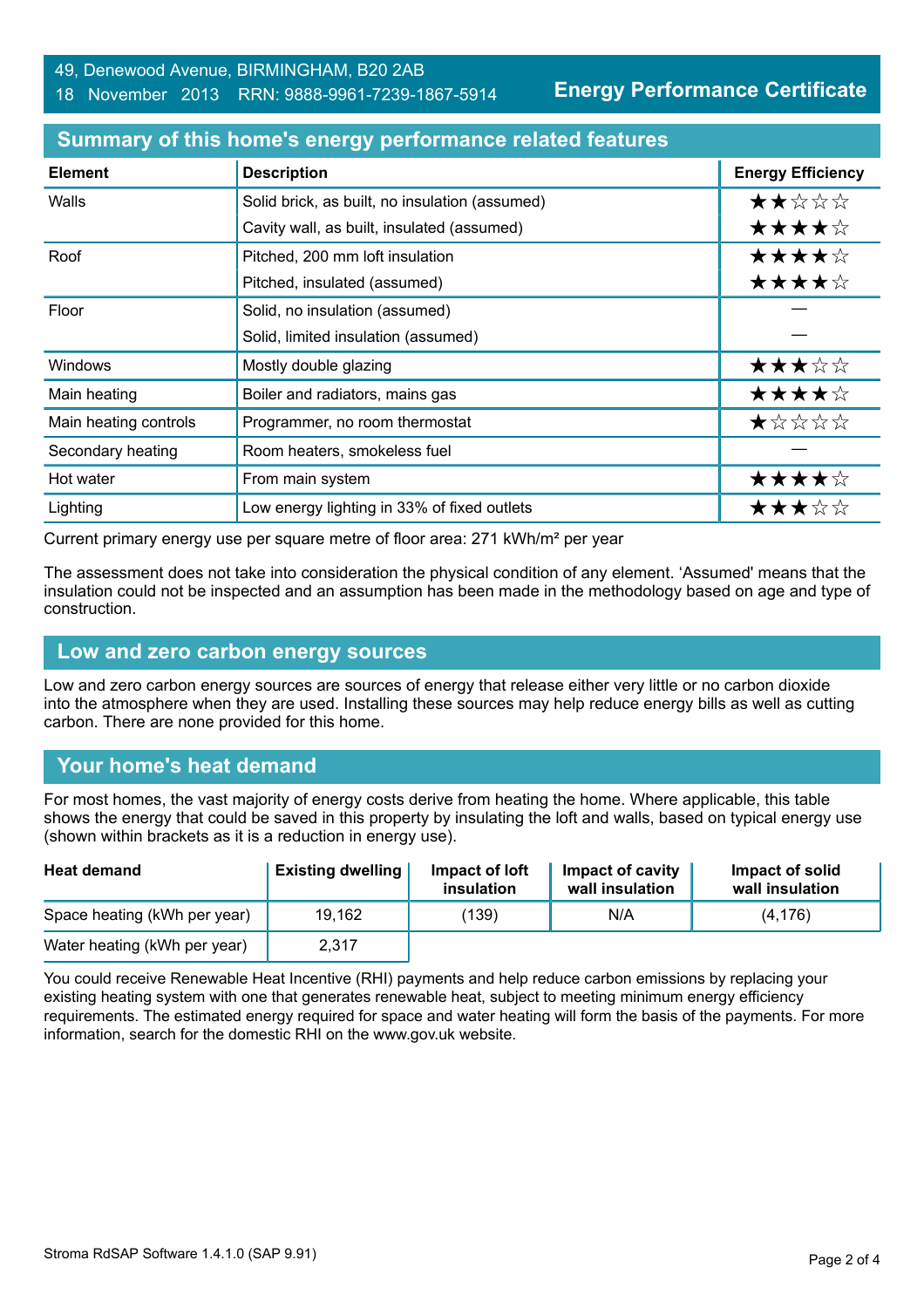49, Denewood Avenue, BIRMINGHAM, B20 2AB
18 November 2013 RRN: 9888-9961-7239-1867-5914

**Energy Performance Certificate**

## Summary of this home's energy performance related features

| Element | Description | Energy Efficiency |
|---|---|---|
| Walls | Solid brick, as built, no insulation (assumed) | ★★☆☆☆ |
| | Cavity wall, as built, insulated (assumed) | ★★★★☆ |
| Roof | Pitched, 200 mm loft insulation | ★★★★☆ |
| | Pitched, insulated (assumed) | ★★★★☆ |
| Floor | Solid, no insulation (assumed) | — |
| | Solid, limited insulation (assumed) | — |
| Windows | Mostly double glazing | ★★★☆☆ |
| Main heating | Boiler and radiators, mains gas | ★★★★☆ |
| Main heating controls | Programmer, no room thermostat | ★☆☆☆☆ |
| Secondary heating | Room heaters, smokeless fuel | — |
| Hot water | From main system | ★★★★☆ |
| Lighting | Low energy lighting in 33% of fixed outlets | ★★★☆☆ |

Current primary energy use per square metre of floor area: 271 kWh/m² per year

The assessment does not take into consideration the physical condition of any element. 'Assumed' means that the insulation could not be inspected and an assumption has been made in the methodology based on age and type of construction.

## Low and zero carbon energy sources

Low and zero carbon energy sources are sources of energy that release either very little or no carbon dioxide into the atmosphere when they are used. Installing these sources may help reduce energy bills as well as cutting carbon. There are none provided for this home.

## Your home's heat demand

For most homes, the vast majority of energy costs derive from heating the home. Where applicable, this table shows the energy that could be saved in this property by insulating the loft and walls, based on typical energy use (shown within brackets as it is a reduction in energy use).

| Heat demand | Existing dwelling | Impact of loft insulation | Impact of cavity wall insulation | Impact of solid wall insulation |
|---|---|---|---|---|
| Space heating (kWh per year) | 19,162 | (139) | N/A | (4,176) |
| Water heating (kWh per year) | 2,317 | | | |

You could receive Renewable Heat Incentive (RHI) payments and help reduce carbon emissions by replacing your existing heating system with one that generates renewable heat, subject to meeting minimum energy efficiency requirements. The estimated energy required for space and water heating will form the basis of the payments. For more information, search for the domestic RHI on the www.gov.uk website.

Stroma RdSAP Software 1.4.1.0 (SAP 9.91)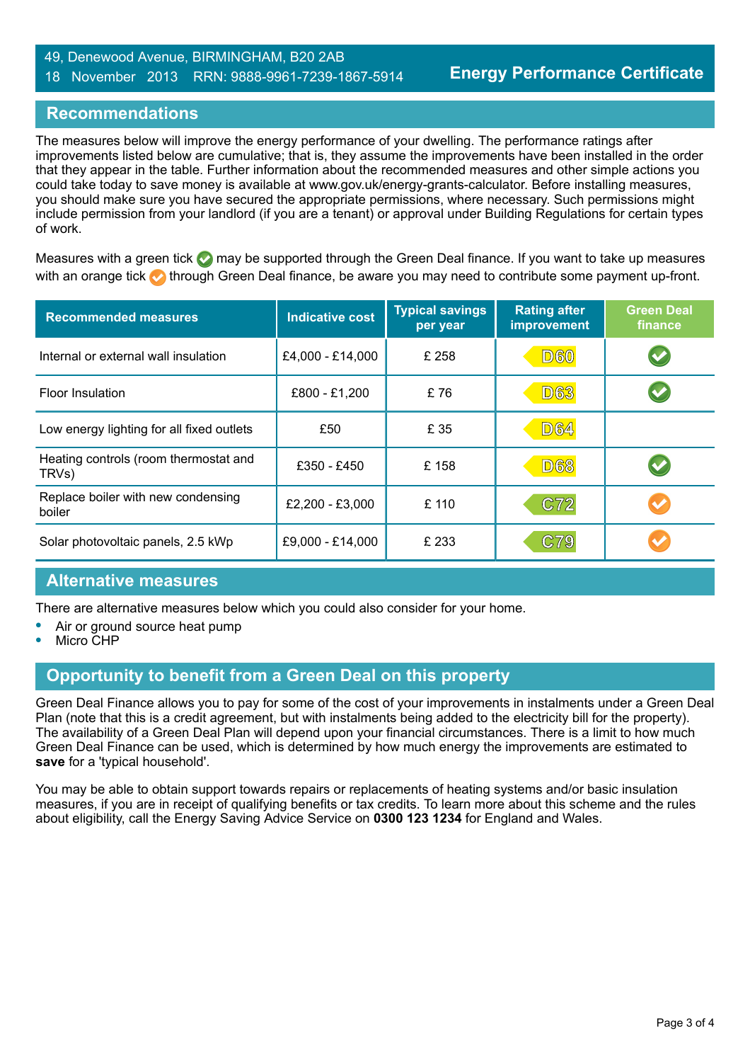## Recommendations

The measures below will improve the energy performance of your dwelling. The performance ratings after improvements listed below are cumulative; that is, they assume the improvements have been installed in the order that they appear in the table. Further information about the recommended measures and other simple actions you could take today to save money is available at www.gov.uk/energy-grants-calculator. Before installing measures, you should make sure you have secured the appropriate permissions, where necessary. Such permissions might include permission from your landlord (if you are a tenant) or approval under Building Regulations for certain types of work.

Measures with a green tick ✔ may be supported through the Green Deal finance. If you want to take up measures with an orange tick ✔ through Green Deal finance, be aware you may need to contribute some payment up-front.

| Recommended measures | Indicative cost | Typical savings per year | Rating after improvement | Green Deal finance |
|---|---|---|---|---|
| Internal or external wall insulation | £4,000 - £14,000 | £ 258 | D60 | ✔ (green) |
| Floor Insulation | £800 - £1,200 | £ 76 | D63 | ✔ (green) |
| Low energy lighting for all fixed outlets | £50 | £ 35 | D64 | |
| Heating controls (room thermostat and TRVs) | £350 - £450 | £ 158 | D68 | ✔ (green) |
| Replace boiler with new condensing boiler | £2,200 - £3,000 | £ 110 | C72 | ✔ (orange) |
| Solar photovoltaic panels, 2.5 kWp | £9,000 - £14,000 | £ 233 | C79 | ✔ (orange) |

## Alternative measures

There are alternative measures below which you could also consider for your home.

- Air or ground source heat pump
- Micro CHP

## Opportunity to benefit from a Green Deal on this property

Green Deal Finance allows you to pay for some of the cost of your improvements in instalments under a Green Deal Plan (note that this is a credit agreement, but with instalments being added to the electricity bill for the property). The availability of a Green Deal Plan will depend upon your financial circumstances. There is a limit to how much Green Deal Finance can be used, which is determined by how much energy the improvements are estimated to **save** for a 'typical household'.

You may be able to obtain support towards repairs or replacements of heating systems and/or basic insulation measures, if you are in receipt of qualifying benefits or tax credits. To learn more about this scheme and the rules about eligibility, call the Energy Saving Advice Service on **0300 123 1234** for England and Wales.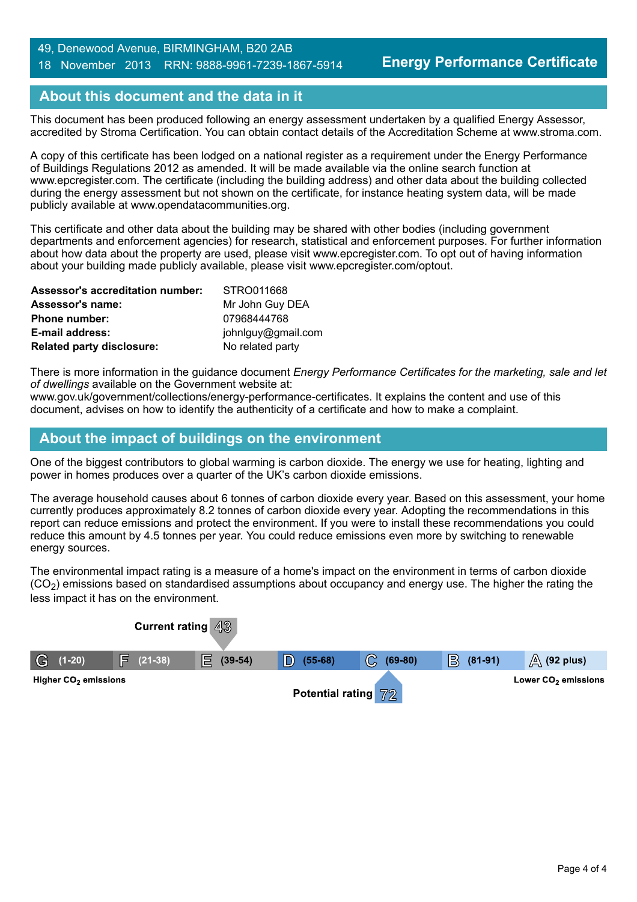49, Denewood Avenue, BIRMINGHAM, B20 2AB
18 November 2013 RRN: 9888-9961-7239-1867-5914

**Energy Performance Certificate**

## About this document and the data in it

This document has been produced following an energy assessment undertaken by a qualified Energy Assessor, accredited by Stroma Certification. You can obtain contact details of the Accreditation Scheme at www.stroma.com.

A copy of this certificate has been lodged on a national register as a requirement under the Energy Performance of Buildings Regulations 2012 as amended. It will be made available via the online search function at www.epcregister.com. The certificate (including the building address) and other data about the building collected during the energy assessment but not shown on the certificate, for instance heating system data, will be made publicly available at www.opendatacommunities.org.

This certificate and other data about the building may be shared with other bodies (including government departments and enforcement agencies) for research, statistical and enforcement purposes. For further information about how data about the property are used, please visit www.epcregister.com. To opt out of having information about your building made publicly available, please visit www.epcregister.com/optout.

| | |
|---|---|
| **Assessor's accreditation number:** | STRO011668 |
| **Assessor's name:** | Mr John Guy DEA |
| **Phone number:** | 07968444768 |
| **E-mail address:** | johnlguy@gmail.com |
| **Related party disclosure:** | No related party |

There is more information in the guidance document *Energy Performance Certificates for the marketing, sale and let of dwellings* available on the Government website at: www.gov.uk/government/collections/energy-performance-certificates. It explains the content and use of this document, advises on how to identify the authenticity of a certificate and how to make a complaint.

## About the impact of buildings on the environment

One of the biggest contributors to global warming is carbon dioxide. The energy we use for heating, lighting and power in homes produces over a quarter of the UK's carbon dioxide emissions.

The average household causes about 6 tonnes of carbon dioxide every year. Based on this assessment, your home currently produces approximately 8.2 tonnes of carbon dioxide every year. Adopting the recommendations in this report can reduce emissions and protect the environment. If you were to install these recommendations you could reduce this amount by 4.5 tonnes per year. You could reduce emissions even more by switching to renewable energy sources.

The environmental impact rating is a measure of a home's impact on the environment in terms of carbon dioxide ($CO_2$) emissions based on standardised assumptions about occupancy and energy use. The higher the rating the less impact it has on the environment.

Current rating 43

G (1-20)
F (21-38)
E (39-54)
D (55-68)
C (69-80)
B (81-91)
A (92 plus)

Higher $CO_2$ emissions

Lower $CO_2$ emissions

Potential rating 72